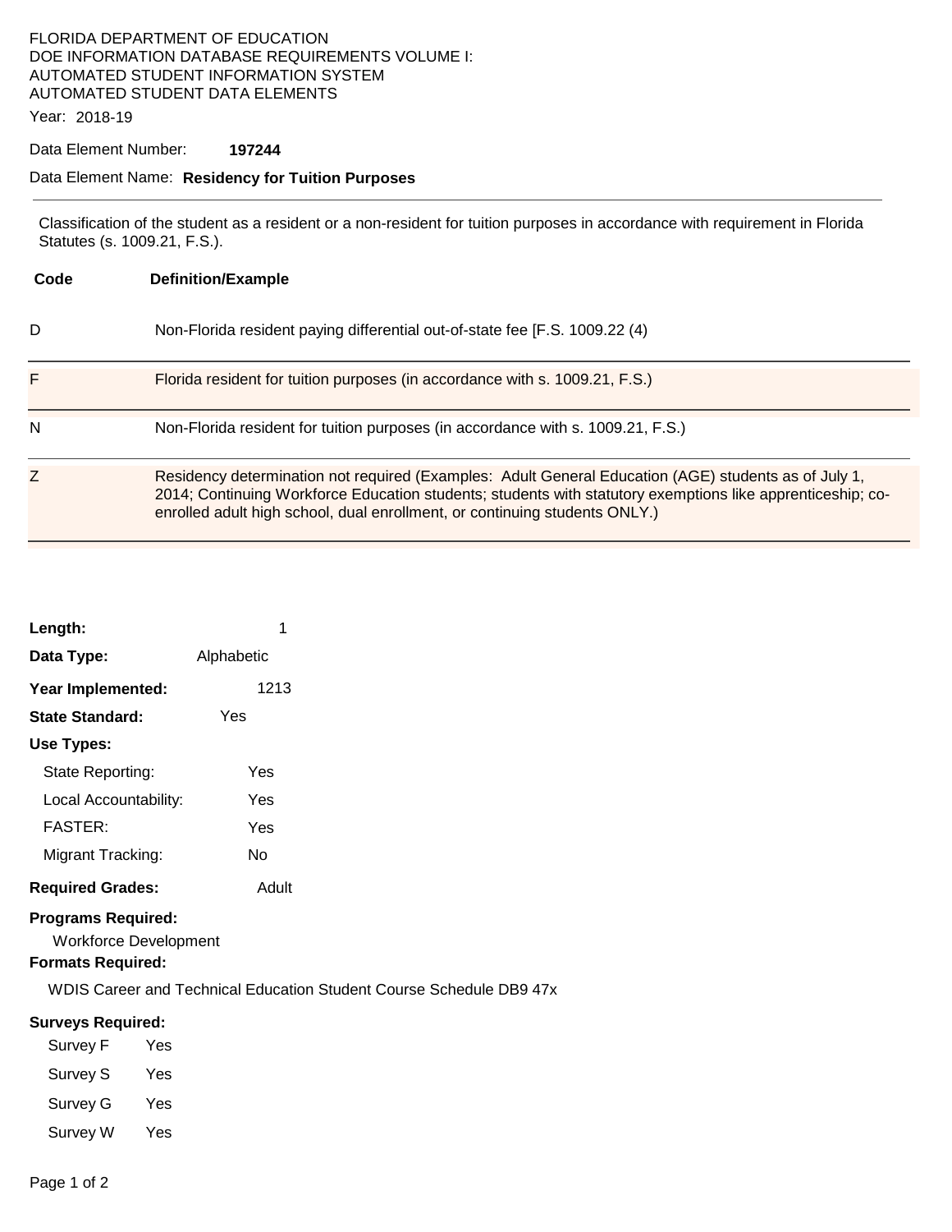FLORIDA DEPARTMENT OF EDUCATION
DOE INFORMATION DATABASE REQUIREMENTS VOLUME I:
AUTOMATED STUDENT INFORMATION SYSTEM
AUTOMATED STUDENT DATA ELEMENTS

Year: 2018-19

Data Element Number: **197244**

Data Element Name: **Residency for Tuition Purposes**

---

Classification of the student as a resident or a non-resident for tuition purposes in accordance with requirement in Florida Statutes (s. 1009.21, F.S.).

| Code | Definition/Example |
| --- | --- |
| D | Non-Florida resident paying differential out-of-state fee [F.S. 1009.22 (4) |
| F | Florida resident for tuition purposes (in accordance with s. 1009.21, F.S.) |
| N | Non-Florida resident for tuition purposes (in accordance with s. 1009.21, F.S.) |
| Z | Residency determination not required (Examples: Adult General Education (AGE) students as of July 1, 2014; Continuing Workforce Education students; students with statutory exemptions like apprenticeship; co-enrolled adult high school, dual enrollment, or continuing students ONLY.) |

**Length:** 1

**Data Type:** Alphabetic

**Year Implemented:** 1213

**State Standard:** Yes

**Use Types:**

- State Reporting: Yes
- Local Accountability: Yes
- FASTER: Yes
- Migrant Tracking: No

**Required Grades:** Adult

**Programs Required:**

Workforce Development

**Formats Required:**

WDIS Career and Technical Education Student Course Schedule DB9 47x

**Surveys Required:**

- Survey F Yes
- Survey S Yes
- Survey G Yes
- Survey W Yes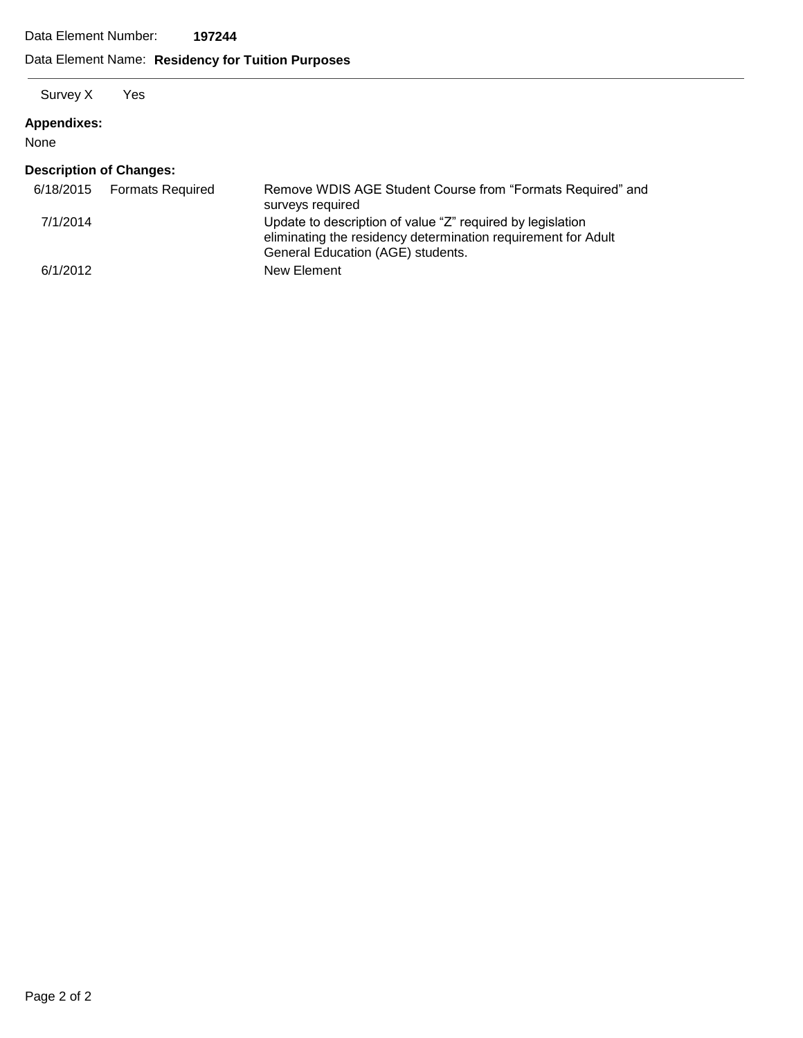Data Element Number: **197244**

Data Element Name: **Residency for Tuition Purposes**

---

Survey X Yes

**Appendixes:**

None

**Description of Changes:**

| | | |
|---|---|---|
| 6/18/2015 | Formats Required | Remove WDIS AGE Student Course from "Formats Required" and surveys required |
| 7/1/2014 | | Update to description of value "Z" required by legislation eliminating the residency determination requirement for Adult General Education (AGE) students. |
| 6/1/2012 | | New Element |